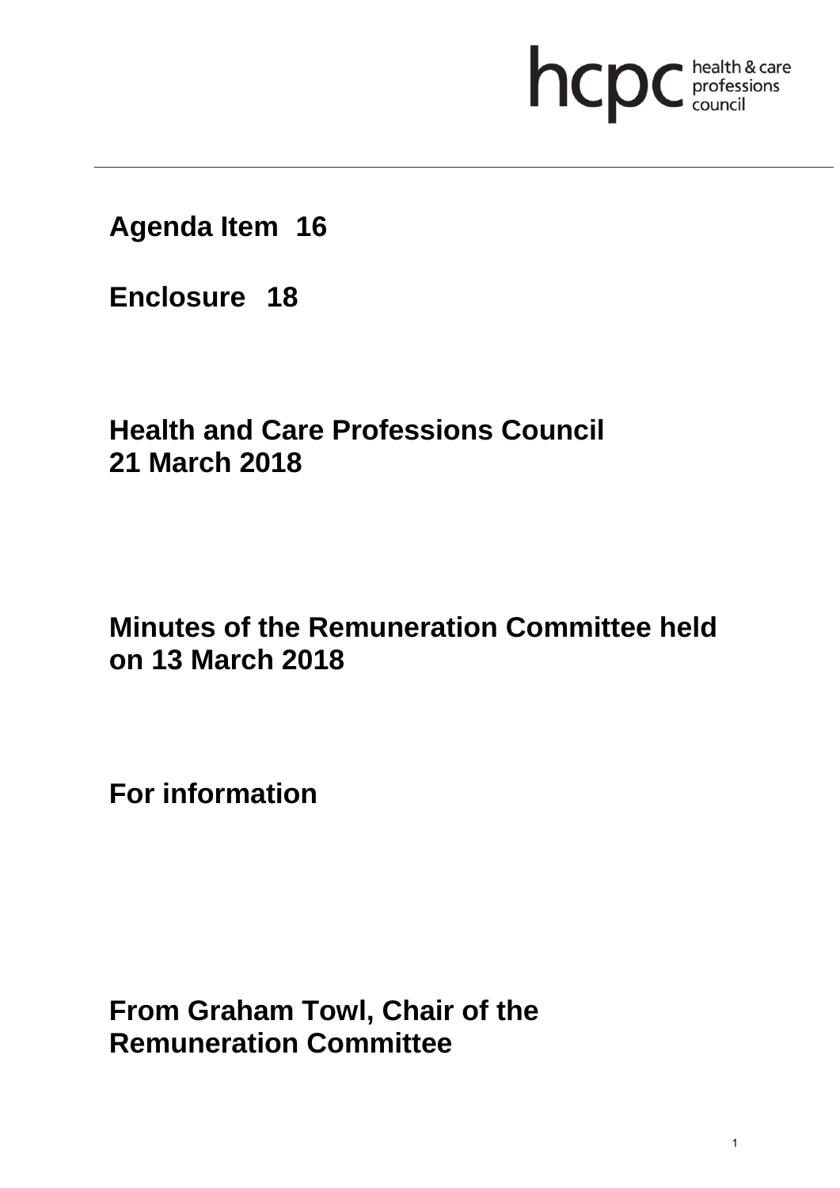**Agenda Item 16**

**Enclosure 18**

**Health and Care Professions Council**
**21 March 2018**

**Minutes of the Remuneration Committee held on 13 March 2018**

**For information**

**From Graham Towl, Chair of the Remuneration Committee**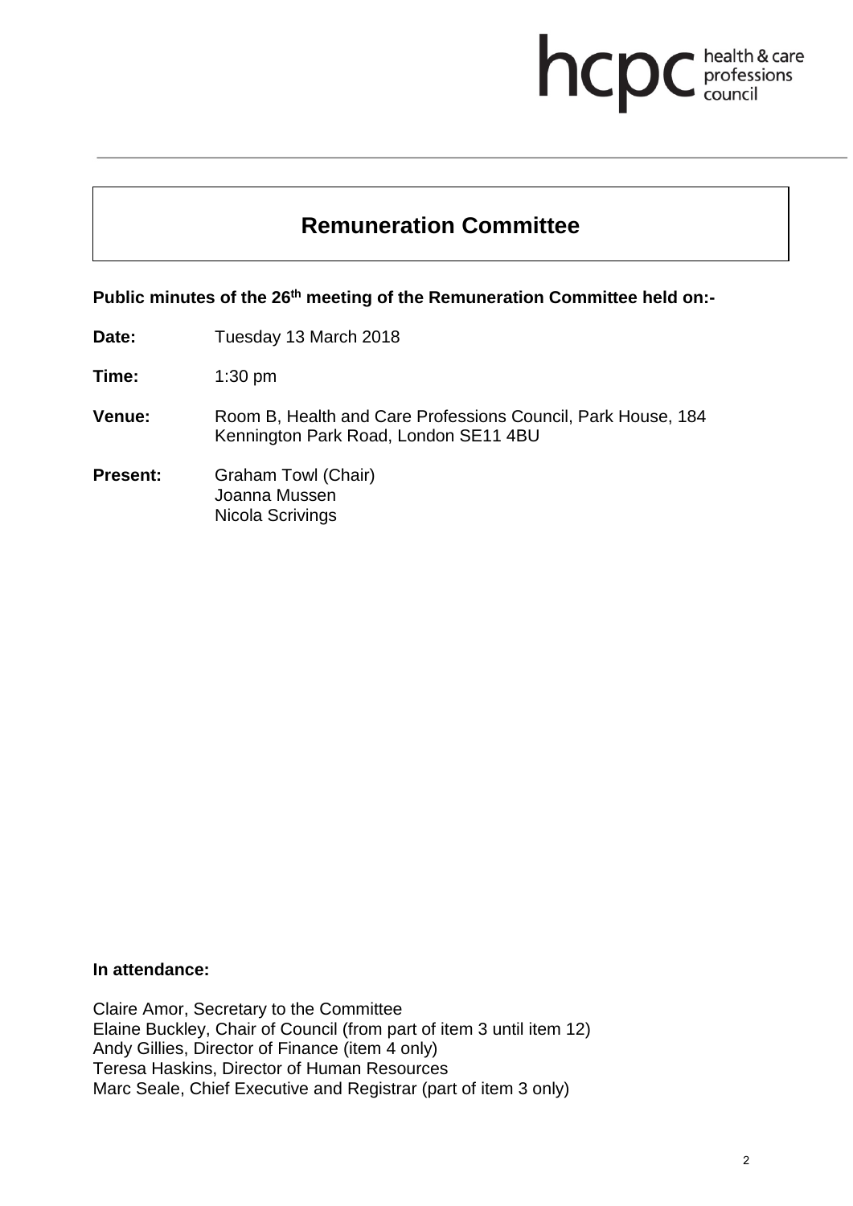# Remuneration Committee

**Public minutes of the 26th meeting of the Remuneration Committee held on:-**

**Date:** Tuesday 13 March 2018

**Time:** 1:30 pm

**Venue:** Room B, Health and Care Professions Council, Park House, 184 Kennington Park Road, London SE11 4BU

**Present:** Graham Towl (Chair)
Joanna Mussen
Nicola Scrivings

**In attendance:**

Claire Amor, Secretary to the Committee
Elaine Buckley, Chair of Council (from part of item 3 until item 12)
Andy Gillies, Director of Finance (item 4 only)
Teresa Haskins, Director of Human Resources
Marc Seale, Chief Executive and Registrar (part of item 3 only)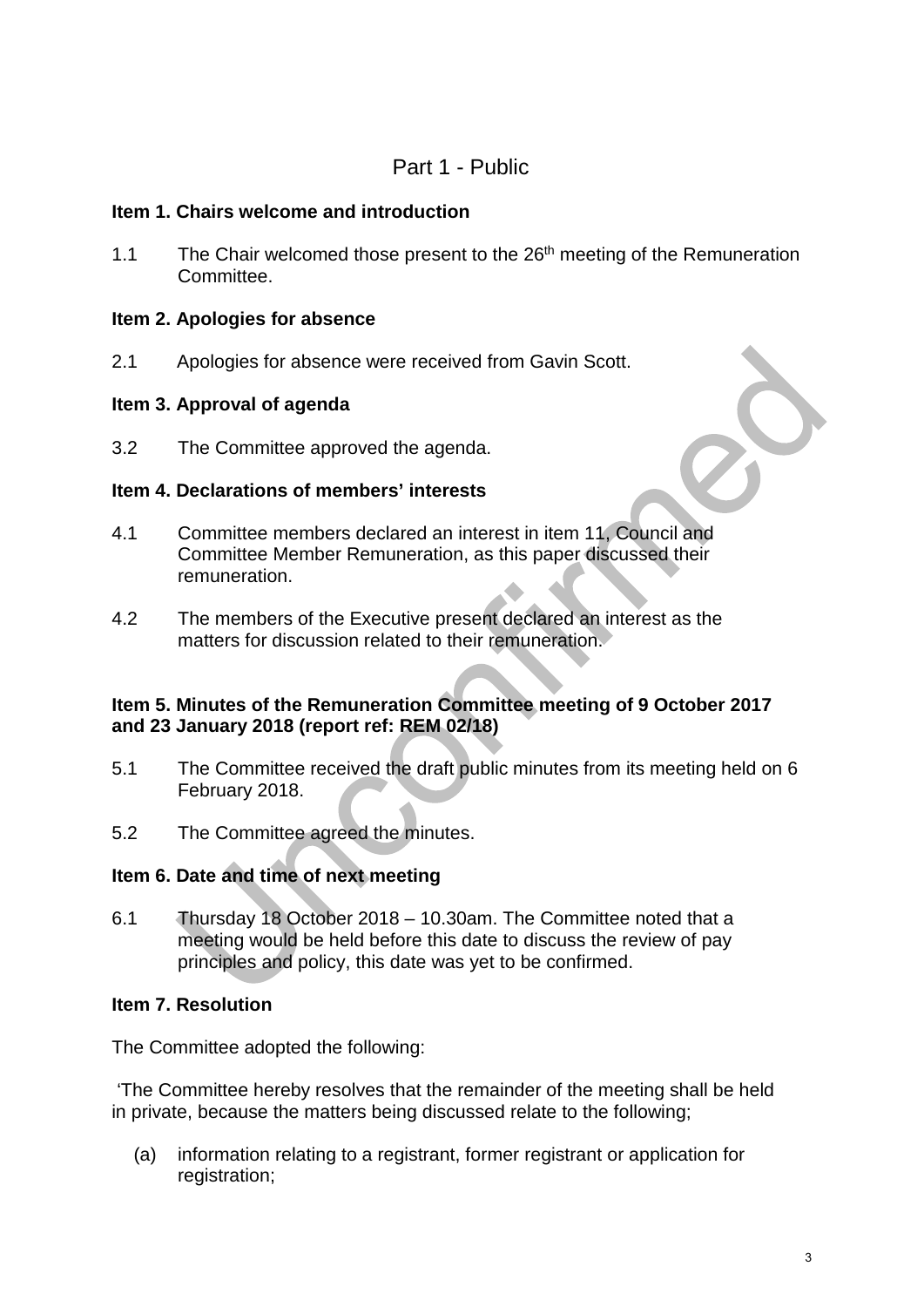## Part 1 - Public

**Item 1. Chairs welcome and introduction**

1.1 The Chair welcomed those present to the 26th meeting of the Remuneration Committee.

**Item 2. Apologies for absence**

2.1 Apologies for absence were received from Gavin Scott.

**Item 3. Approval of agenda**

3.2 The Committee approved the agenda.

**Item 4. Declarations of members' interests**

4.1 Committee members declared an interest in item 11, Council and Committee Member Remuneration, as this paper discussed their remuneration.

4.2 The members of the Executive present declared an interest as the matters for discussion related to their remuneration.

**Item 5. Minutes of the Remuneration Committee meeting of 9 October 2017 and 23 January 2018 (report ref: REM 02/18)**

5.1 The Committee received the draft public minutes from its meeting held on 6 February 2018.

5.2 The Committee agreed the minutes.

**Item 6. Date and time of next meeting**

6.1 Thursday 18 October 2018 – 10.30am. The Committee noted that a meeting would be held before this date to discuss the review of pay principles and policy, this date was yet to be confirmed.

**Item 7. Resolution**

The Committee adopted the following:

'The Committee hereby resolves that the remainder of the meeting shall be held in private, because the matters being discussed relate to the following;

(a) information relating to a registrant, former registrant or application for registration;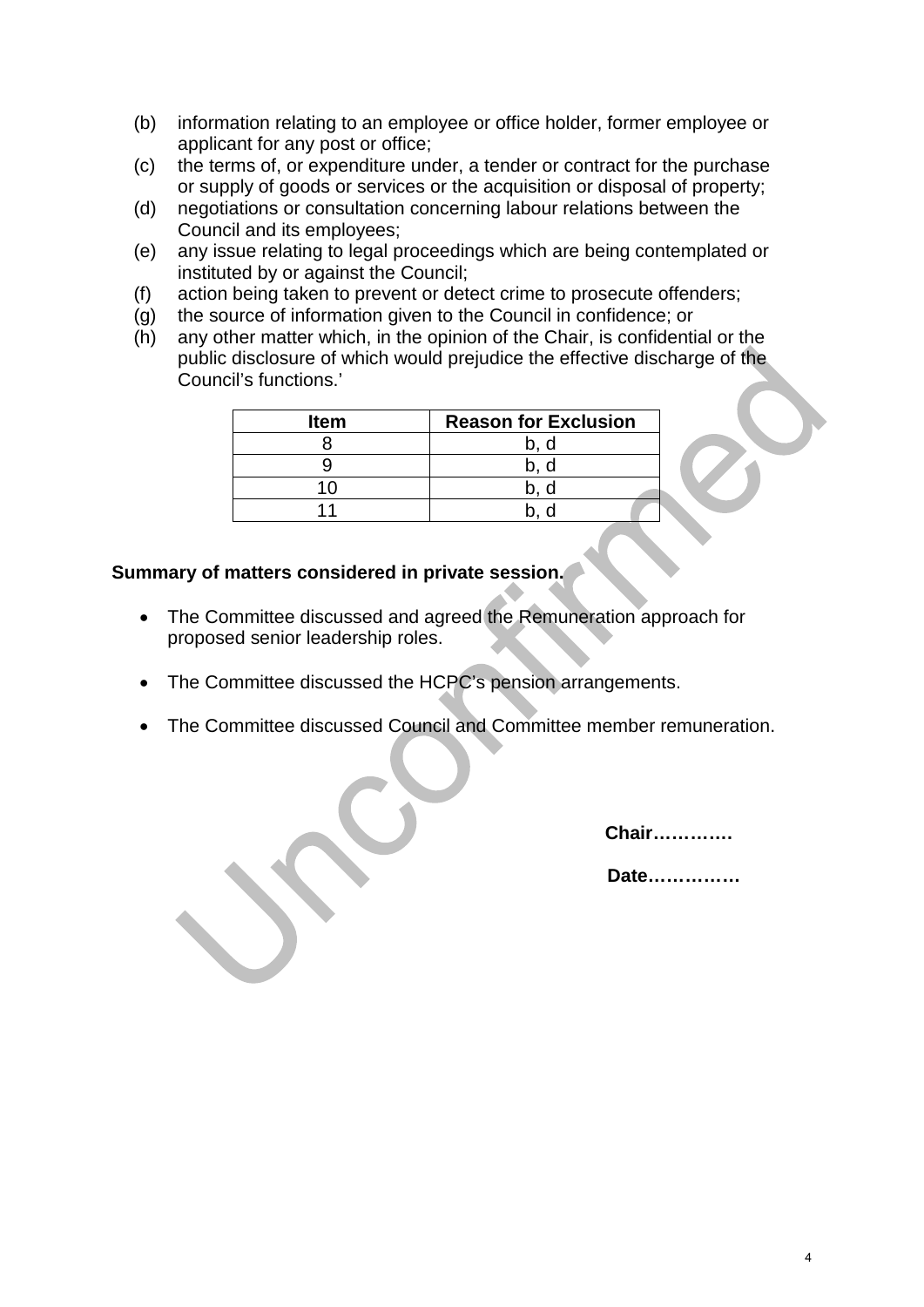(b) information relating to an employee or office holder, former employee or applicant for any post or office;
(c) the terms of, or expenditure under, a tender or contract for the purchase or supply of goods or services or the acquisition or disposal of property;
(d) negotiations or consultation concerning labour relations between the Council and its employees;
(e) any issue relating to legal proceedings which are being contemplated or instituted by or against the Council;
(f) action being taken to prevent or detect crime to prosecute offenders;
(g) the source of information given to the Council in confidence; or
(h) any other matter which, in the opinion of the Chair, is confidential or the public disclosure of which would prejudice the effective discharge of the Council's functions.'

| Item | Reason for Exclusion |
|---|---|
| 8 | b, d |
| 9 | b, d |
| 10 | b, d |
| 11 | b, d |

**Summary of matters considered in private session.**

- The Committee discussed and agreed the Remuneration approach for proposed senior leadership roles.
- The Committee discussed the HCPC's pension arrangements.
- The Committee discussed Council and Committee member remuneration.

**Chair…………**

**Date……………**

Unconfirmed